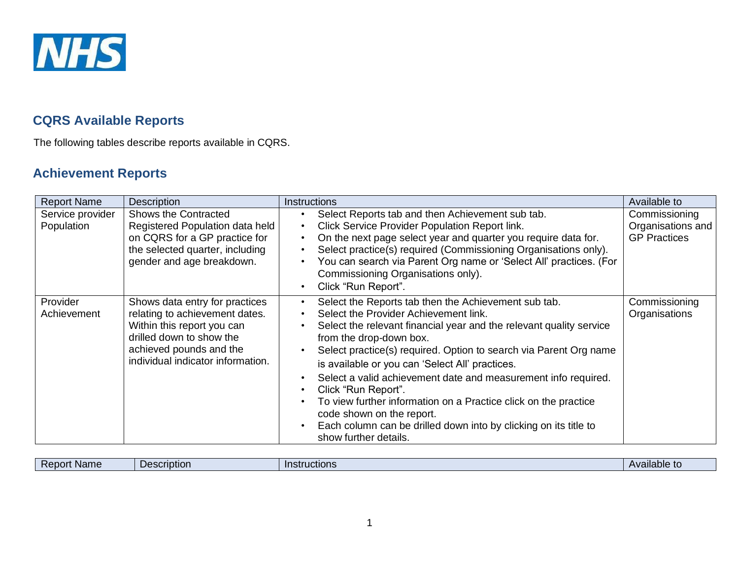NHS

## CQRS Available Reports

The following tables describe reports available in CQRS.

## Achievement Reports

| Report Name | Description | Instructions | Available to |
|---|---|---|---|
| Service provider Population | Shows the Contracted Registered Population data held on CQRS for a GP practice for the selected quarter, including gender and age breakdown. | • Select Reports tab and then Achievement sub tab.<br>• Click Service Provider Population Report link.<br>• On the next page select year and quarter you require data for.<br>• Select practice(s) required (Commissioning Organisations only).<br>• You can search via Parent Org name or 'Select All' practices. (For Commissioning Organisations only).<br>• Click "Run Report". | Commissioning Organisations and GP Practices |
| Provider Achievement | Shows data entry for practices relating to achievement dates. Within this report you can drilled down to show the achieved pounds and the individual indicator information. | • Select the Reports tab then the Achievement sub tab.<br>• Select the Provider Achievement link.<br>• Select the relevant financial year and the relevant quality service from the drop-down box.<br>• Select practice(s) required. Option to search via Parent Org name is available or you can 'Select All' practices.<br>• Select a valid achievement date and measurement info required.<br>• Click "Run Report".<br>• To view further information on a Practice click on the practice code shown on the report.<br>• Each column can be drilled down into by clicking on its title to show further details. | Commissioning Organisations |

| Report Name | Description | Instructions | Available to |
|---|---|---|---|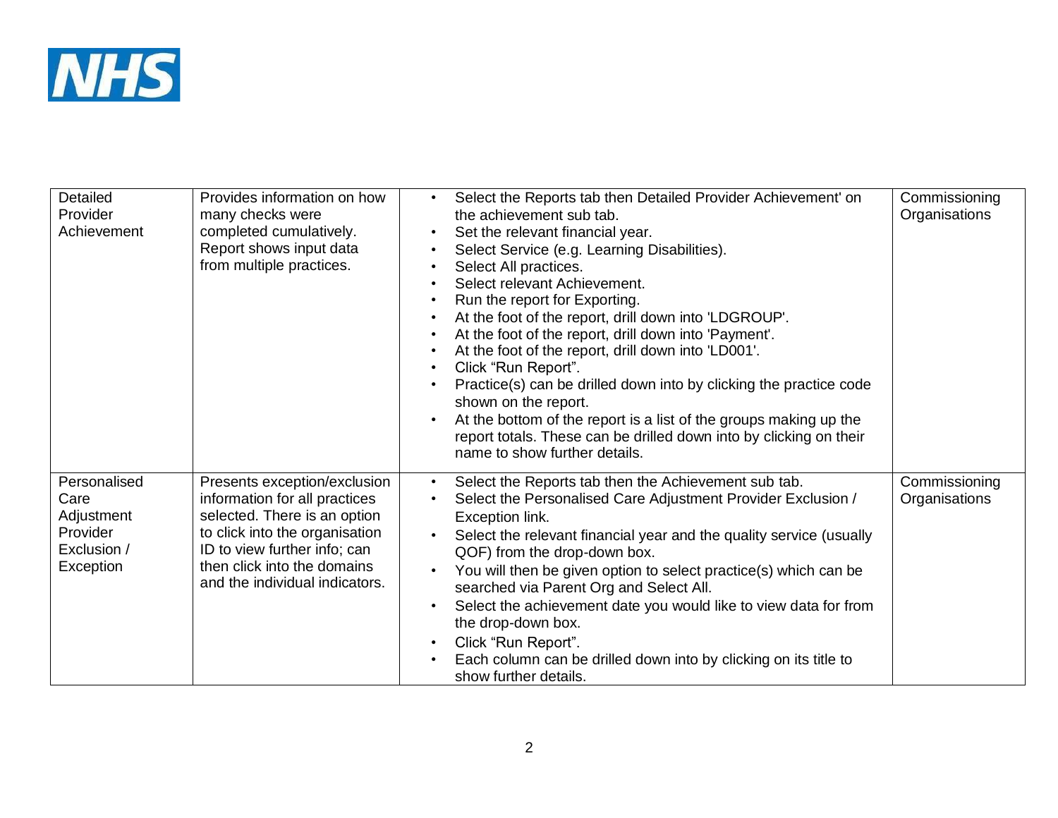| | | | |
|---|---|---|---|
| Detailed Provider Achievement | Provides information on how many checks were completed cumulatively. Report shows input data from multiple practices. | • Select the Reports tab then Detailed Provider Achievement' on the achievement sub tab.<br>• Set the relevant financial year.<br>• Select Service (e.g. Learning Disabilities).<br>• Select All practices.<br>• Select relevant Achievement.<br>• Run the report for Exporting.<br>• At the foot of the report, drill down into 'LDGROUP'.<br>• At the foot of the report, drill down into 'Payment'.<br>• At the foot of the report, drill down into 'LD001'.<br>• Click "Run Report".<br>• Practice(s) can be drilled down into by clicking the practice code shown on the report.<br>• At the bottom of the report is a list of the groups making up the report totals. These can be drilled down into by clicking on their name to show further details. | Commissioning Organisations |
| Personalised Care Adjustment Provider Exclusion / Exception | Presents exception/exclusion information for all practices selected. There is an option to click into the organisation ID to view further info; can then click into the domains and the individual indicators. | • Select the Reports tab then the Achievement sub tab.<br>• Select the Personalised Care Adjustment Provider Exclusion / Exception link.<br>• Select the relevant financial year and the quality service (usually QOF) from the drop-down box.<br>• You will then be given option to select practice(s) which can be searched via Parent Org and Select All.<br>• Select the achievement date you would like to view data for from the drop-down box.<br>• Click "Run Report".<br>• Each column can be drilled down into by clicking on its title to show further details. | Commissioning Organisations |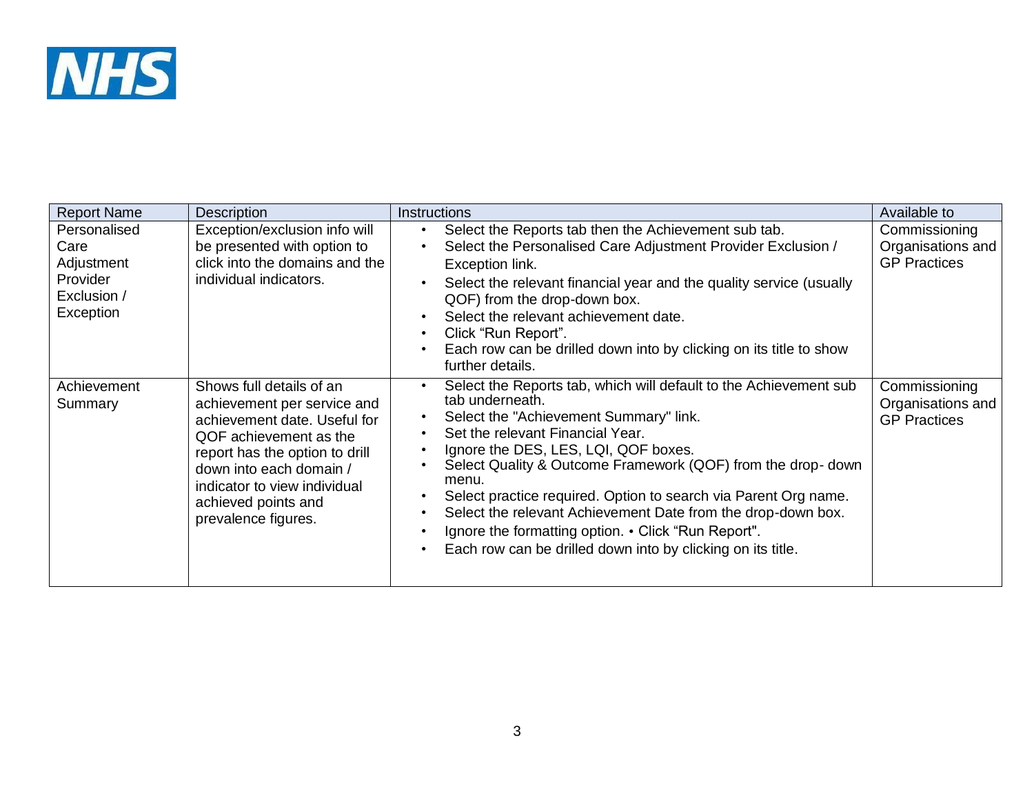| Report Name | Description | Instructions | Available to |
|---|---|---|---|
| Personalised Care Adjustment Provider Exclusion / Exception | Exception/exclusion info will be presented with option to click into the domains and the individual indicators. | • Select the Reports tab then the Achievement sub tab.<br>• Select the Personalised Care Adjustment Provider Exclusion / Exception link.<br>• Select the relevant financial year and the quality service (usually QOF) from the drop-down box.<br>• Select the relevant achievement date.<br>• Click “Run Report”.<br>• Each row can be drilled down into by clicking on its title to show further details. | Commissioning Organisations and GP Practices |
| Achievement Summary | Shows full details of an achievement per service and achievement date. Useful for QOF achievement as the report has the option to drill down into each domain / indicator to view individual achieved points and prevalence figures. | • Select the Reports tab, which will default to the Achievement sub tab underneath.<br>• Select the "Achievement Summary" link.<br>• Set the relevant Financial Year.<br>• Ignore the DES, LES, LQI, QOF boxes.<br>• Select Quality & Outcome Framework (QOF) from the drop- down menu.<br>• Select practice required. Option to search via Parent Org name.<br>• Select the relevant Achievement Date from the drop-down box.<br>• Ignore the formatting option. • Click “Run Report".<br>• Each row can be drilled down into by clicking on its title. | Commissioning Organisations and GP Practices |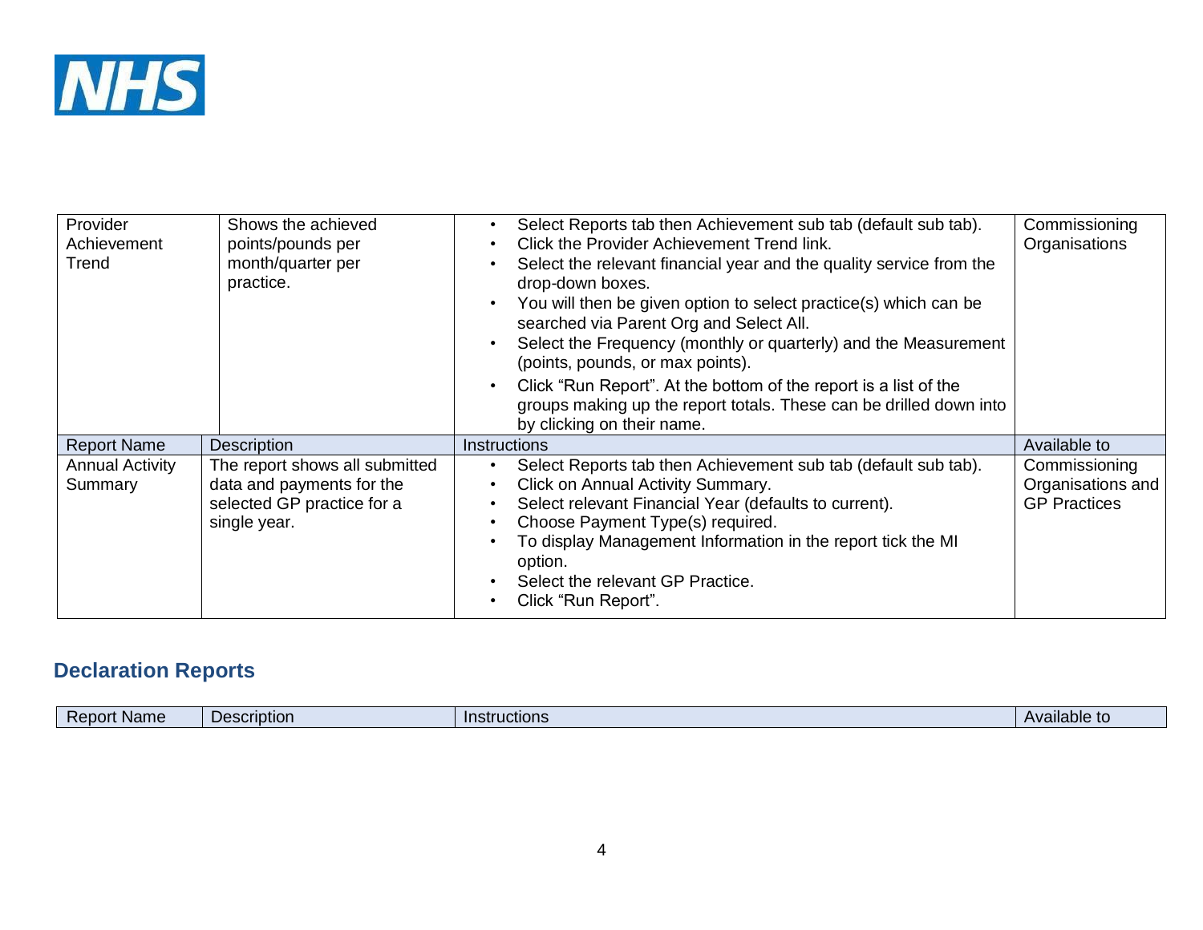| Report Name | Description | Instructions | Available to |
|---|---|---|---|
| Provider Achievement Trend | Shows the achieved points/pounds per month/quarter per practice. | • Select Reports tab then Achievement sub tab (default sub tab).<br>• Click the Provider Achievement Trend link.<br>• Select the relevant financial year and the quality service from the drop-down boxes.<br>• You will then be given option to select practice(s) which can be searched via Parent Org and Select All.<br>• Select the Frequency (monthly or quarterly) and the Measurement (points, pounds, or max points).<br>• Click "Run Report". At the bottom of the report is a list of the groups making up the report totals. These can be drilled down into by clicking on their name. | Commissioning Organisations |
| Annual Activity Summary | The report shows all submitted data and payments for the selected GP practice for a single year. | • Select Reports tab then Achievement sub tab (default sub tab).<br>• Click on Annual Activity Summary.<br>• Select relevant Financial Year (defaults to current).<br>• Choose Payment Type(s) required.<br>• To display Management Information in the report tick the MI option.<br>• Select the relevant GP Practice.<br>• Click "Run Report". | Commissioning Organisations and GP Practices |

## Declaration Reports

| Report Name | Description | Instructions | Available to |
|---|---|---|---|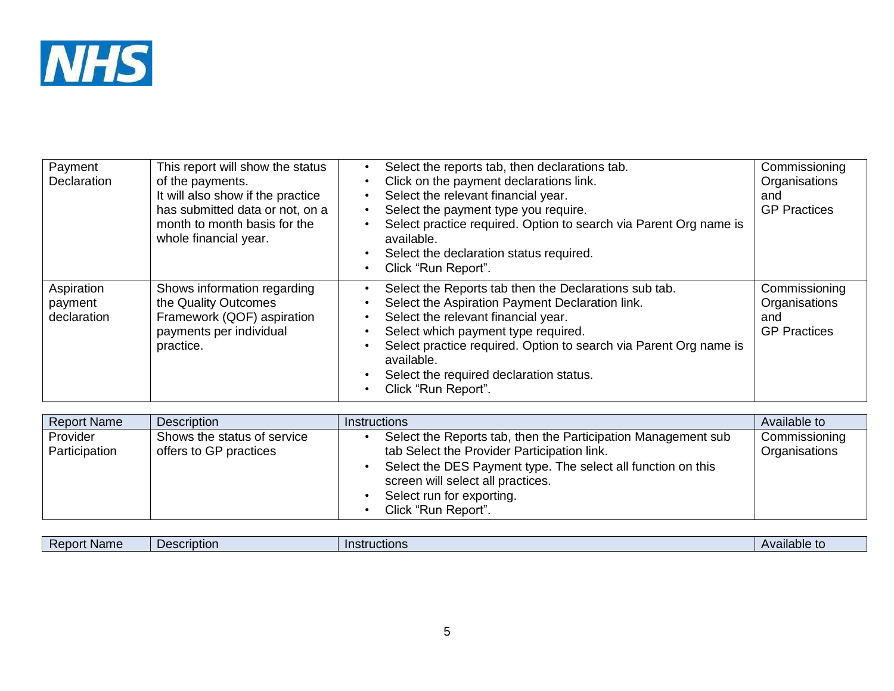| Report Name | Description | Instructions | Available to |
|---|---|---|---|
| Payment Declaration | This report will show the status of the payments.<br>It will also show if the practice has submitted data or not, on a month to month basis for the whole financial year. | • Select the reports tab, then declarations tab.<br>• Click on the payment declarations link.<br>• Select the relevant financial year.<br>• Select the payment type you require.<br>• Select practice required. Option to search via Parent Org name is available.<br>• Select the declaration status required.<br>• Click "Run Report". | Commissioning Organisations and GP Practices |
| Aspiration payment declaration | Shows information regarding the Quality Outcomes Framework (QOF) aspiration payments per individual practice. | • Select the Reports tab then the Declarations sub tab.<br>• Select the Aspiration Payment Declaration link.<br>• Select the relevant financial year.<br>• Select which payment type required.<br>• Select practice required. Option to search via Parent Org name is available.<br>• Select the required declaration status.<br>• Click "Run Report". | Commissioning Organisations and GP Practices |

| Report Name | Description | Instructions | Available to |
|---|---|---|---|
| Provider Participation | Shows the status of service offers to GP practices | • Select the Reports tab, then the Participation Management sub tab Select the Provider Participation link.<br>• Select the DES Payment type. The select all function on this screen will select all practices.<br>• Select run for exporting.<br>• Click "Run Report". | Commissioning Organisations |

| Report Name | Description | Instructions | Available to |
|---|---|---|---|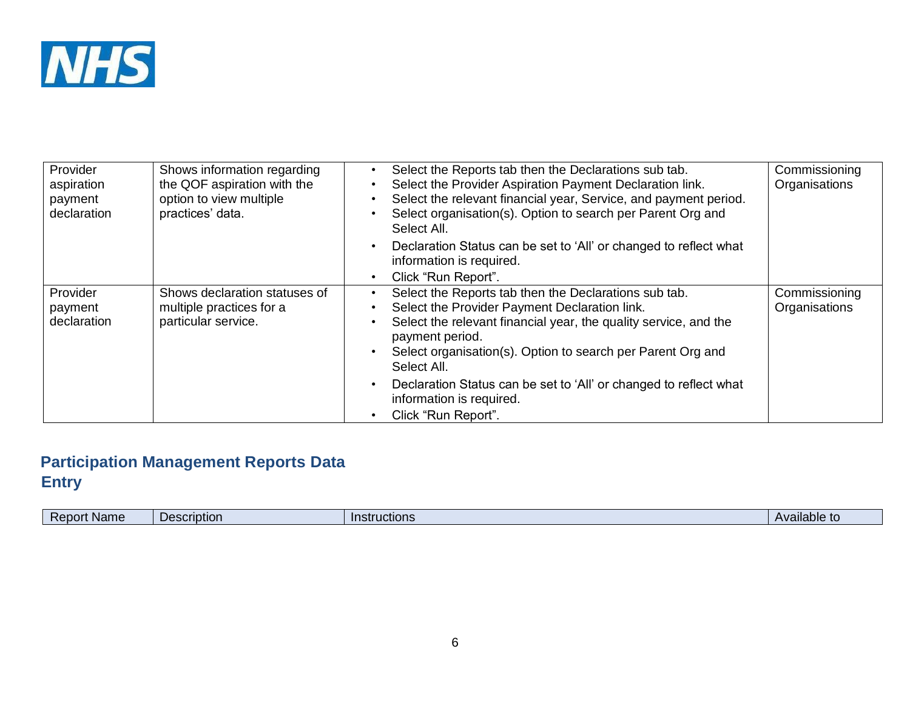| Report Name | Description | Instructions | Available to |
|---|---|---|---|
| Provider aspiration payment declaration | Shows information regarding the QOF aspiration with the option to view multiple practices' data. | • Select the Reports tab then the Declarations sub tab.<br>• Select the Provider Aspiration Payment Declaration link.<br>• Select the relevant financial year, Service, and payment period.<br>• Select organisation(s). Option to search per Parent Org and Select All.<br>• Declaration Status can be set to 'All' or changed to reflect what information is required.<br>• Click "Run Report". | Commissioning Organisations |
| Provider payment declaration | Shows declaration statuses of multiple practices for a particular service. | • Select the Reports tab then the Declarations sub tab.<br>• Select the Provider Payment Declaration link.<br>• Select the relevant financial year, the quality service, and the payment period.<br>• Select organisation(s). Option to search per Parent Org and Select All.<br>• Declaration Status can be set to 'All' or changed to reflect what information is required.<br>• Click "Run Report". | Commissioning Organisations |

## Participation Management Reports Data Entry

| Report Name | Description | Instructions | Available to |
|---|---|---|---|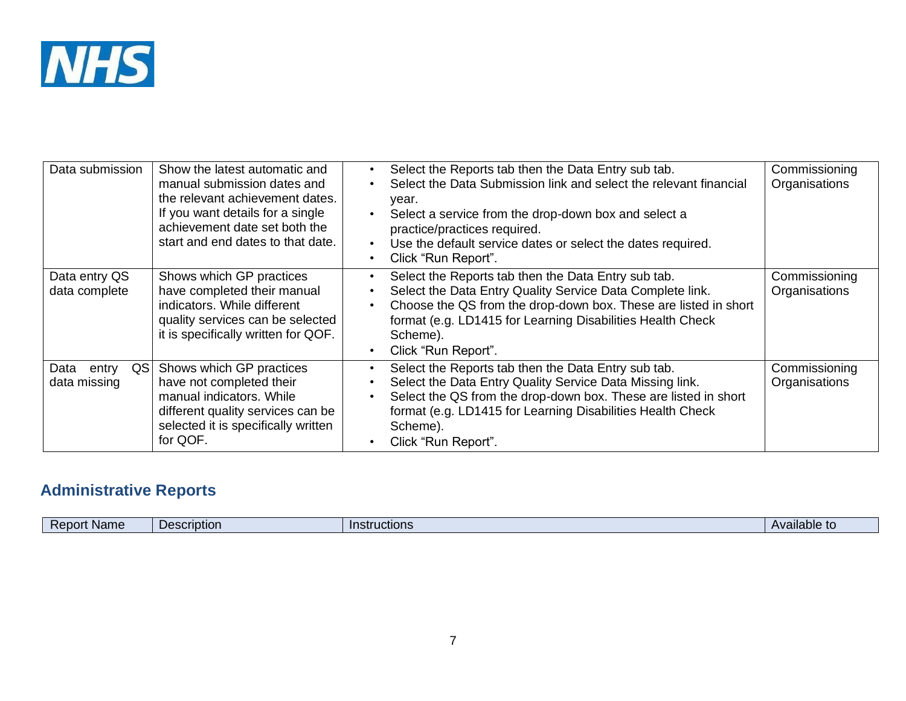| | | | |
|---|---|---|---|
| Data submission | Show the latest automatic and manual submission dates and the relevant achievement dates. If you want details for a single achievement date set both the start and end dates to that date. | • Select the Reports tab then the Data Entry sub tab.<br>• Select the Data Submission link and select the relevant financial year.<br>• Select a service from the drop-down box and select a practice/practices required.<br>• Use the default service dates or select the dates required.<br>• Click "Run Report". | Commissioning Organisations |
| Data entry QS data complete | Shows which GP practices have completed their manual indicators. While different quality services can be selected it is specifically written for QOF. | • Select the Reports tab then the Data Entry sub tab.<br>• Select the Data Entry Quality Service Data Complete link.<br>• Choose the QS from the drop-down box. These are listed in short format (e.g. LD1415 for Learning Disabilities Health Check Scheme).<br>• Click "Run Report". | Commissioning Organisations |
| Data entry QS data missing | Shows which GP practices have not completed their manual indicators. While different quality services can be selected it is specifically written for QOF. | • Select the Reports tab then the Data Entry sub tab.<br>• Select the Data Entry Quality Service Data Missing link.<br>• Select the QS from the drop-down box. These are listed in short format (e.g. LD1415 for Learning Disabilities Health Check Scheme).<br>• Click "Run Report". | Commissioning Organisations |

## Administrative Reports

| Report Name | Description | Instructions | Available to |
|---|---|---|---|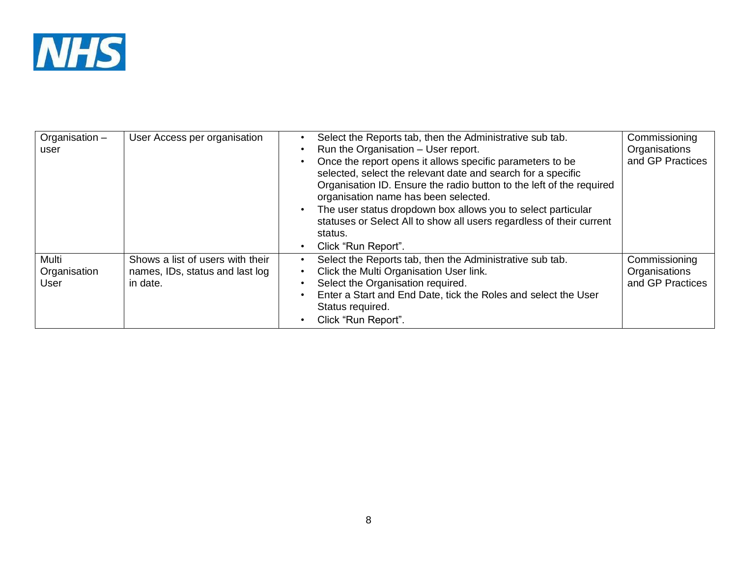| | | | |
|---|---|---|---|
| Organisation – user | User Access per organisation | • Select the Reports tab, then the Administrative sub tab.<br>• Run the Organisation – User report.<br>• Once the report opens it allows specific parameters to be selected, select the relevant date and search for a specific Organisation ID. Ensure the radio button to the left of the required organisation name has been selected.<br>• The user status dropdown box allows you to select particular statuses or Select All to show all users regardless of their current status.<br>• Click "Run Report". | Commissioning Organisations and GP Practices |
| Multi Organisation User | Shows a list of users with their names, IDs, status and last log in date. | • Select the Reports tab, then the Administrative sub tab.<br>• Click the Multi Organisation User link.<br>• Select the Organisation required.<br>• Enter a Start and End Date, tick the Roles and select the User Status required.<br>• Click "Run Report". | Commissioning Organisations and GP Practices |